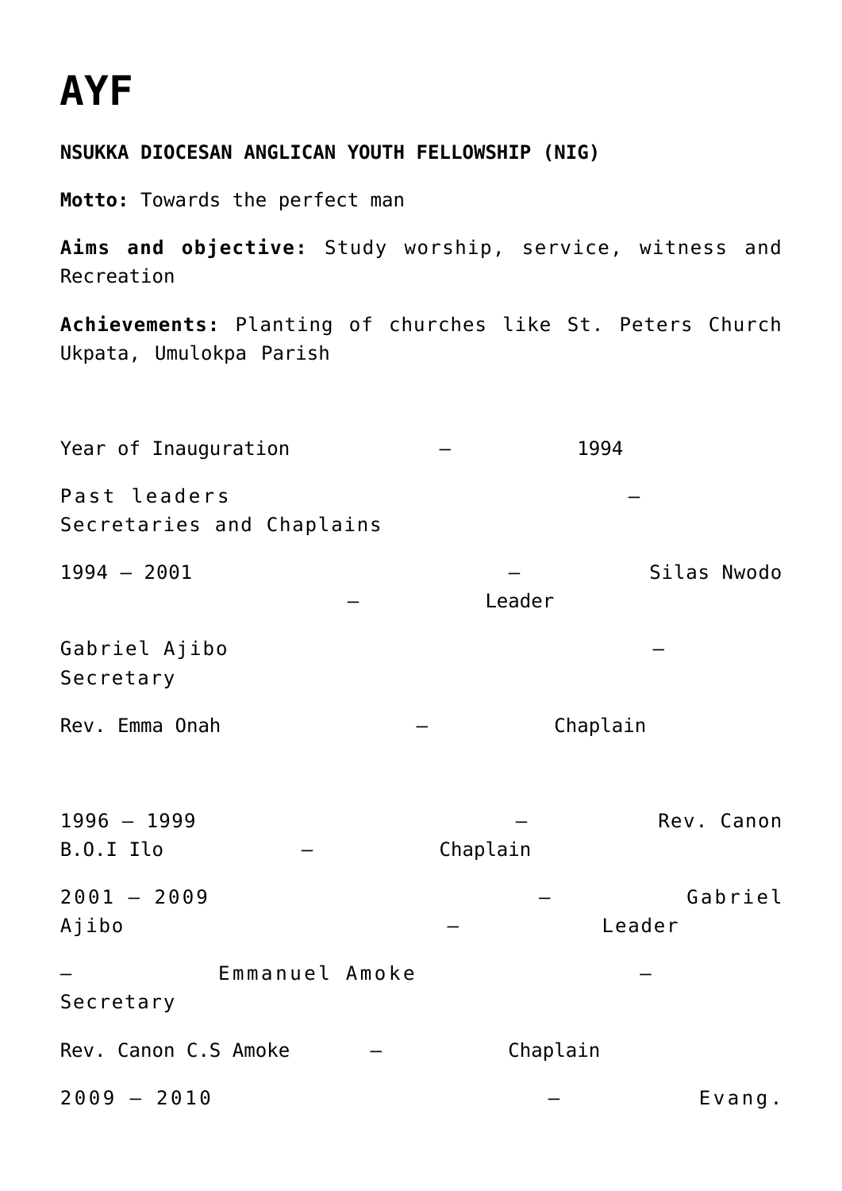# AYF

**NSUKKA DIOCESAN ANGLICAN YOUTH FELLOWSHIP (NIG)**

**Motto:** Towards the perfect man

**Aims and objective:** Study worship, service, witness and Recreation

**Achievements:** Planting of churches like St. Peters Church Ukpata, Umulokpa Parish

Year of Inauguration – 1994

Past leaders – Secretaries and Chaplains

1994 – 2001 – Silas Nwodo – Leader

Gabriel Ajibo – Secretary

Rev. Emma Onah – Chaplain

1996 – 1999 – Rev. Canon B.O.I Ilo – Chaplain

2001 – 2009 – Gabriel Ajibo – Leader

– Emmanuel Amoke – Secretary

Rev. Canon C.S Amoke – Chaplain

2009 – 2010 – Evang.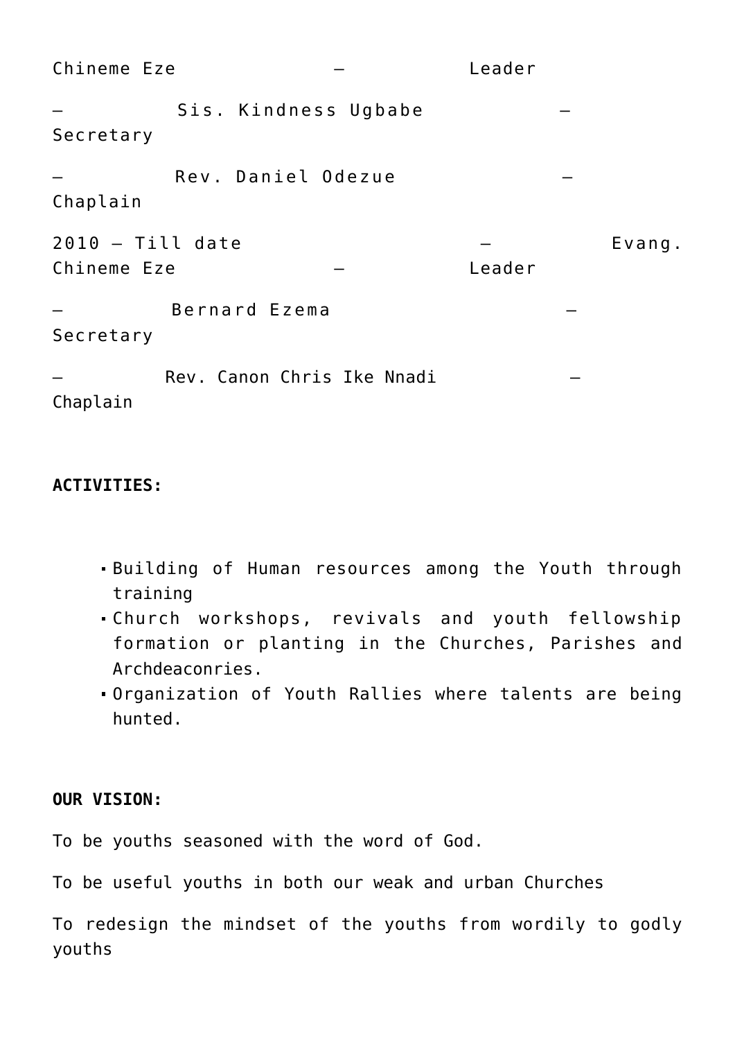Chineme Eze – Leader

– Sis. Kindness Ugbabe – Secretary

– Rev. Daniel Odezue – Chaplain

2010 – Till date – Evang. Chineme Eze – Leader

– Bernard Ezema – Secretary

– Rev. Canon Chris Ike Nnadi – Chaplain

**ACTIVITIES:**

- Building of Human resources among the Youth through training
- Church workshops, revivals and youth fellowship formation or planting in the Churches, Parishes and Archdeaconries.
- Organization of Youth Rallies where talents are being hunted.

**OUR VISION:**

To be youths seasoned with the word of God.

To be useful youths in both our weak and urban Churches

To redesign the mindset of the youths from wordily to godly youths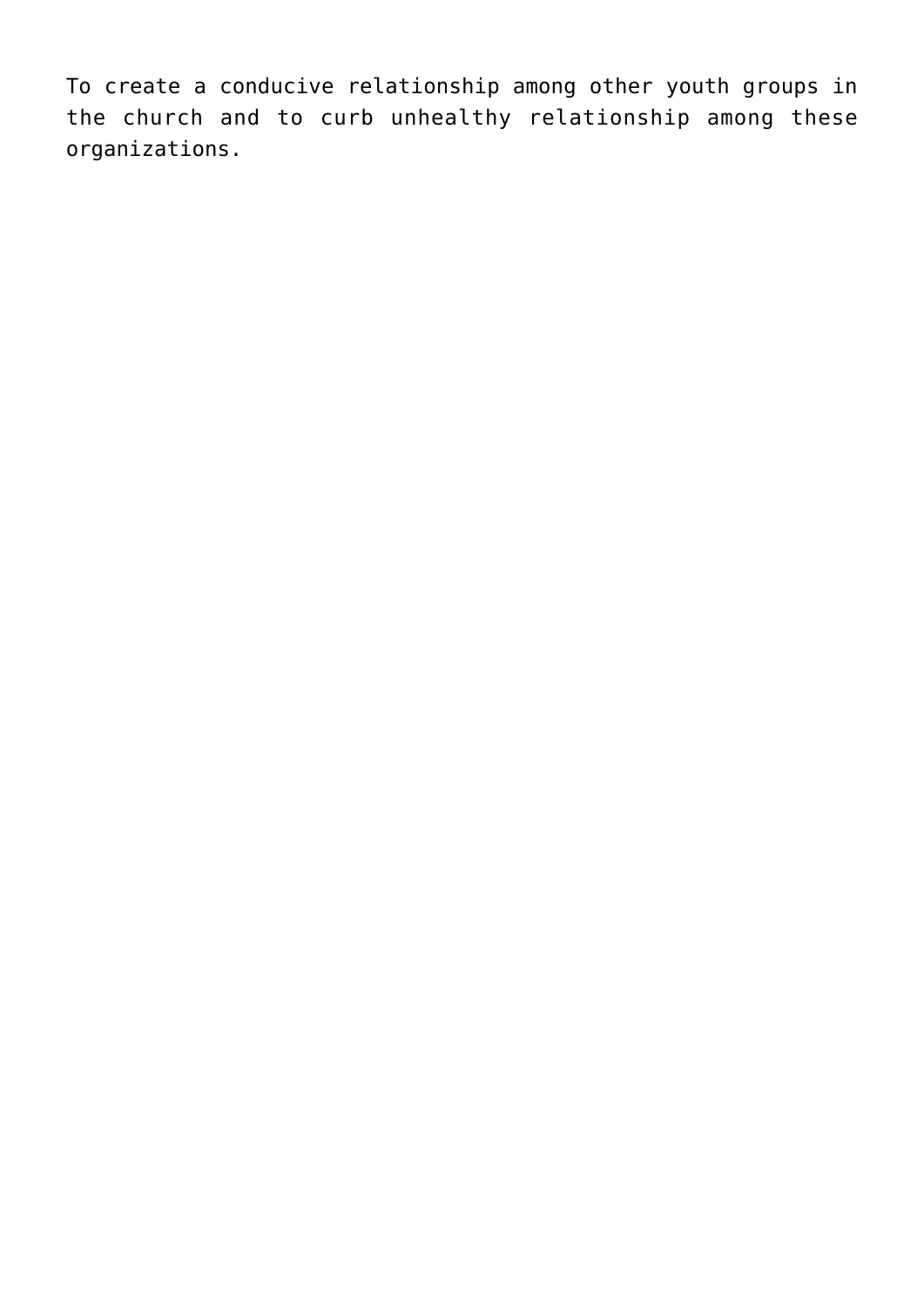To create a conducive relationship among other youth groups in the church and to curb unhealthy relationship among these organizations.